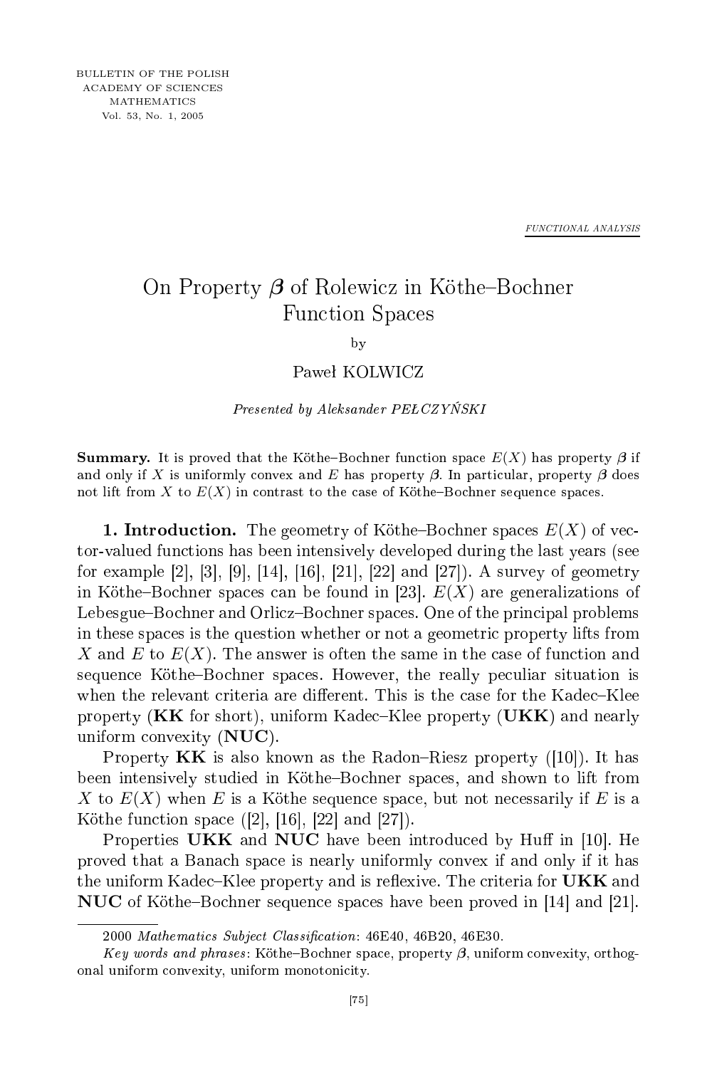BULLETIN OF THE POLISH ACADEMY OF SCIENCES MATHEMATICS Vol. 53, No. 1, 2005

*FUNCTIONAL ANALYSIS*

# On Property $\boldsymbol{\beta}$ of Rolewicz in Köthe–Bochner Function Spaces

by

Paweł KOLWICZ

*Presented by Aleksander PEŁCZYŃSKI*

**Summary.** It is proved that the Köthe–Bochner function space $E(X)$ has property $\boldsymbol{\beta}$ if and only if $X$ is uniformly convex and $E$ has property $\boldsymbol{\beta}$. In particular, property $\boldsymbol{\beta}$ does not lift from $X$ to $E(X)$ in contrast to the case of Köthe–Bochner sequence spaces.

**1. Introduction.** The geometry of Köthe–Bochner spaces $E(X)$ of vector-valued functions has been intensively developed during the last years (see for example [2], [3], [9], [14], [16], [21], [22] and [27]). A survey of geometry in Köthe–Bochner spaces can be found in [23]. $E(X)$ are generalizations of Lebesgue–Bochner and Orlicz–Bochner spaces. One of the principal problems in these spaces is the question whether or not a geometric property lifts from $X$ and $E$ to $E(X)$. The answer is often the same in the case of function and sequence Köthe–Bochner spaces. However, the really peculiar situation is when the relevant criteria are different. This is the case for the Kadec–Klee property (**KK** for short), uniform Kadec–Klee property (**UKK**) and nearly uniform convexity (**NUC**).

Property **KK** is also known as the Radon–Riesz property ([10]). It has been intensively studied in Köthe–Bochner spaces, and shown to lift from $X$ to $E(X)$ when $E$ is a Köthe sequence space, but not necessarily if $E$ is a Köthe function space ([2], [16], [22] and [27]).

Properties **UKK** and **NUC** have been introduced by Huff in [10]. He proved that a Banach space is nearly uniformly convex if and only if it has the uniform Kadec–Klee property and is reflexive. The criteria for **UKK** and **NUC** of Köthe–Bochner sequence spaces have been proved in [14] and [21].

2000 *Mathematics Subject Classification*: 46E40, 46B20, 46E30.

*Key words and phrases*: Köthe–Bochner space, property $\boldsymbol{\beta}$, uniform convexity, orthogonal uniform convexity, uniform monotonicity.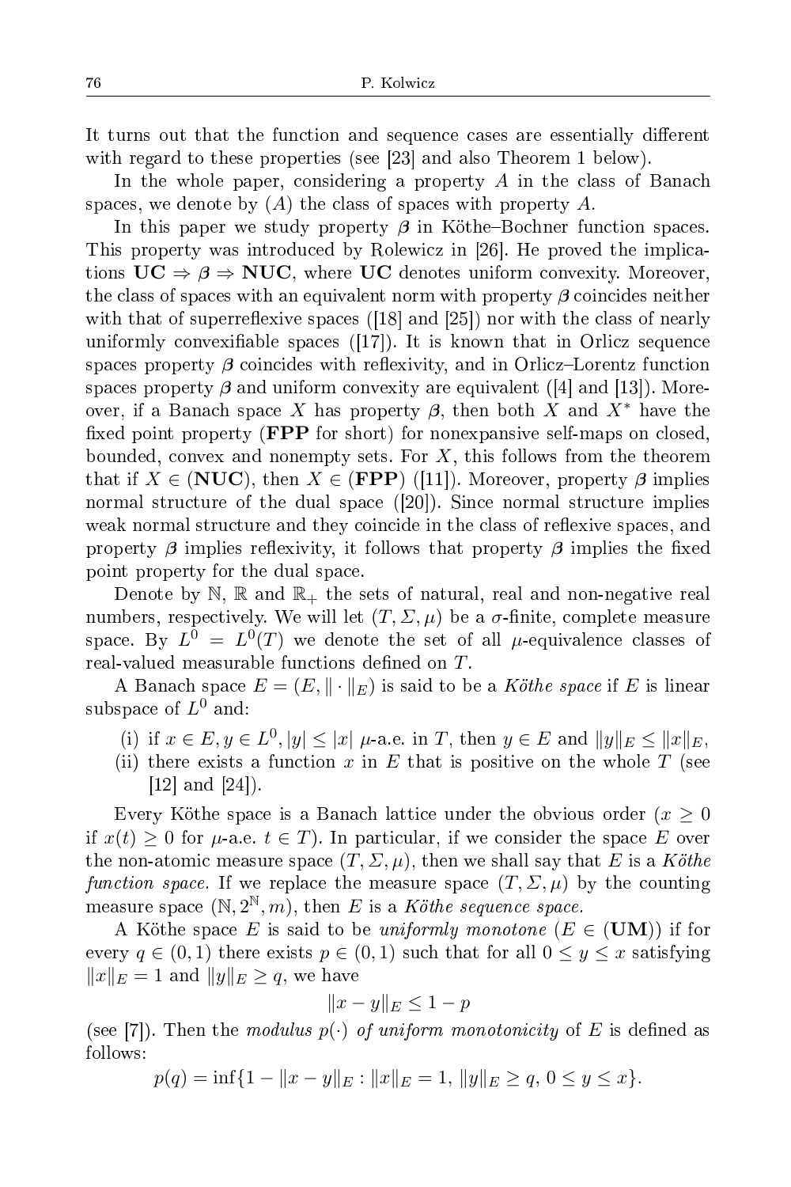It turns out that the function and sequence cases are essentially different with regard to these properties (see [23] and also Theorem 1 below).

In the whole paper, considering a property $A$ in the class of Banach spaces, we denote by $(A)$ the class of spaces with property $A$.

In this paper we study property $\boldsymbol{\beta}$ in Köthe–Bochner function spaces. This property was introduced by Rolewicz in [26]. He proved the implications $\mathbf{UC} \Rightarrow \boldsymbol{\beta} \Rightarrow \mathbf{NUC}$, where $\mathbf{UC}$ denotes uniform convexity. Moreover, the class of spaces with an equivalent norm with property $\boldsymbol{\beta}$ coincides neither with that of superreflexive spaces ([18] and [25]) nor with the class of nearly uniformly convexifiable spaces ([17]). It is known that in Orlicz sequence spaces property $\boldsymbol{\beta}$ coincides with reflexivity, and in Orlicz–Lorentz function spaces property $\boldsymbol{\beta}$ and uniform convexity are equivalent ([4] and [13]). Moreover, if a Banach space $X$ has property $\boldsymbol{\beta}$, then both $X$ and $X^*$ have the fixed point property (**FPP** for short) for nonexpansive self-maps on closed, bounded, convex and nonempty sets. For $X$, this follows from the theorem that if $X \in (\mathbf{NUC})$, then $X \in (\mathbf{FPP})$ ([11]). Moreover, property $\boldsymbol{\beta}$ implies normal structure of the dual space ([20]). Since normal structure implies weak normal structure and they coincide in the class of reflexive spaces, and property $\boldsymbol{\beta}$ implies reflexivity, it follows that property $\boldsymbol{\beta}$ implies the fixed point property for the dual space.

Denote by $\mathbb{N}$, $\mathbb{R}$ and $\mathbb{R}_+$ the sets of natural, real and non-negative real numbers, respectively. We will let $(T, \Sigma, \mu)$ be a $\sigma$-finite, complete measure space. By $L^0 = L^0(T)$ we denote the set of all $\mu$-equivalence classes of real-valued measurable functions defined on $T$.

A Banach space $E = (E, \|\cdot\|_E)$ is said to be a *Köthe space* if $E$ is linear subspace of $L^0$ and:

(i) if $x \in E, y \in L^0, |y| \le |x|$ $\mu$-a.e. in $T$, then $y \in E$ and $\|y\|_E \le \|x\|_E$,
(ii) there exists a function $x$ in $E$ that is positive on the whole $T$ (see [12] and [24]).

Every Köthe space is a Banach lattice under the obvious order ($x \ge 0$ if $x(t) \ge 0$ for $\mu$-a.e. $t \in T$). In particular, if we consider the space $E$ over the non-atomic measure space $(T, \Sigma, \mu)$, then we shall say that $E$ is a *Köthe function space.* If we replace the measure space $(T, \Sigma, \mu)$ by the counting measure space $(\mathbb{N}, 2^{\mathbb{N}}, m)$, then $E$ is a *Köthe sequence space.*

A Köthe space $E$ is said to be *uniformly monotone* ($E \in (\mathbf{UM})$) if for every $q \in (0,1)$ there exists $p \in (0,1)$ such that for all $0 \le y \le x$ satisfying $\|x\|_E = 1$ and $\|y\|_E \ge q$, we have

$$\|x - y\|_E \le 1 - p$$

(see [7]). Then the *modulus* $p(\cdot)$ *of uniform monotonicity* of $E$ is defined as follows:

$$p(q) = \inf\{1 - \|x - y\|_E : \|x\|_E = 1,\ \|y\|_E \ge q,\ 0 \le y \le x\}.$$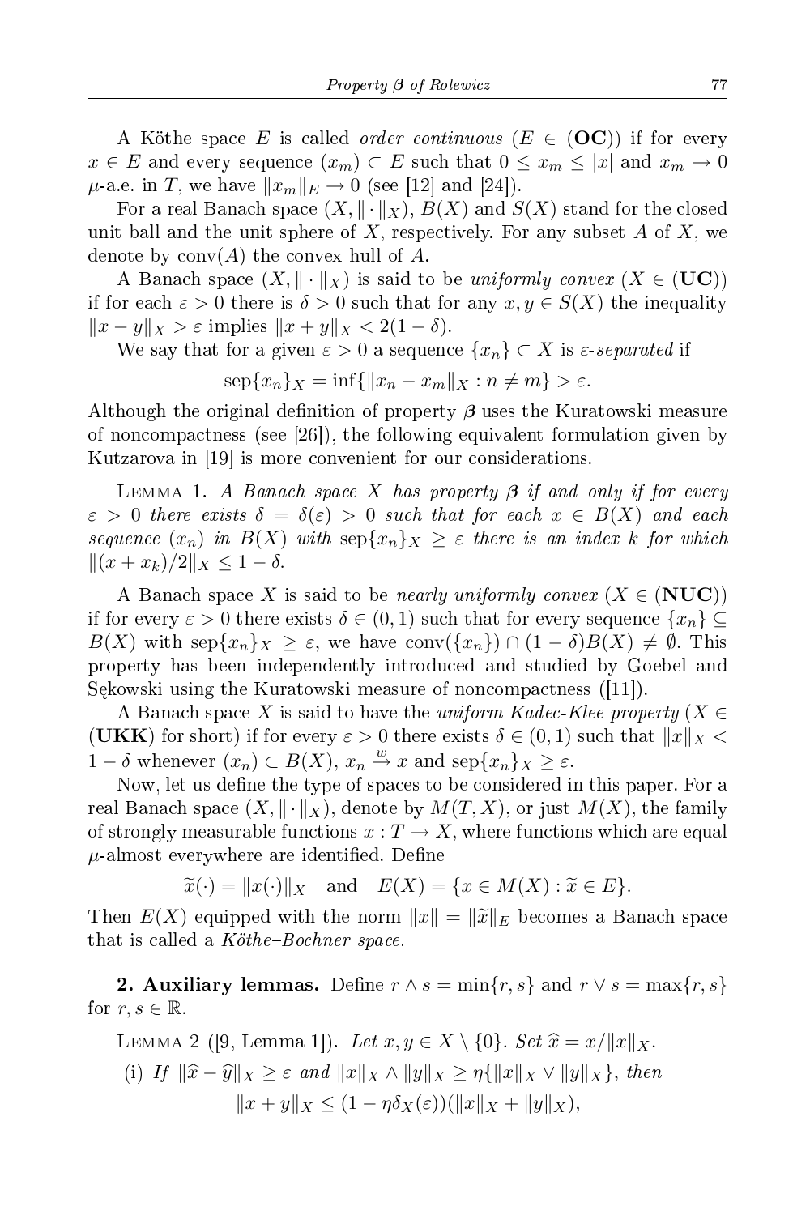A Köthe space $E$ is called *order continuous* ($E \in (\mathbf{OC})$) if for every $x \in E$ and every sequence $(x_m) \subset E$ such that $0 \le x_m \le |x|$ and $x_m \to 0$ $\mu$-a.e. in $T$, we have $\|x_m\|_E \to 0$ (see [12] and [24]).

For a real Banach space $(X, \|\cdot\|_X)$, $B(X)$ and $S(X)$ stand for the closed unit ball and the unit sphere of $X$, respectively. For any subset $A$ of $X$, we denote by $\operatorname{conv}(A)$ the convex hull of $A$.

A Banach space $(X, \|\cdot\|_X)$ is said to be *uniformly convex* ($X \in (\mathbf{UC})$) if for each $\varepsilon > 0$ there is $\delta > 0$ such that for any $x, y \in S(X)$ the inequality $\|x - y\|_X > \varepsilon$ implies $\|x + y\|_X < 2(1 - \delta)$.

We say that for a given $\varepsilon > 0$ a sequence $\{x_n\} \subset X$ is *$\varepsilon$-separated* if

$$\operatorname{sep}\{x_n\}_X = \inf\{\|x_n - x_m\|_X : n \neq m\} > \varepsilon.$$

Although the original definition of property $\boldsymbol{\beta}$ uses the Kuratowski measure of noncompactness (see [26]), the following equivalent formulation given by Kutzarova in [19] is more convenient for our considerations.

Lemma 1. *A Banach space $X$ has property $\boldsymbol{\beta}$ if and only if for every $\varepsilon > 0$ there exists $\delta = \delta(\varepsilon) > 0$ such that for each $x \in B(X)$ and each sequence $(x_n)$ in $B(X)$ with $\operatorname{sep}\{x_n\}_X \ge \varepsilon$ there is an index $k$ for which $\|(x + x_k)/2\|_X \le 1 - \delta$.*

A Banach space $X$ is said to be *nearly uniformly convex* ($X \in (\mathbf{NUC})$) if for every $\varepsilon > 0$ there exists $\delta \in (0, 1)$ such that for every sequence $\{x_n\} \subseteq B(X)$ with $\operatorname{sep}\{x_n\}_X \ge \varepsilon$, we have $\operatorname{conv}(\{x_n\}) \cap (1 - \delta)B(X) \neq \emptyset$. This property has been independently introduced and studied by Goebel and Sękowski using the Kuratowski measure of noncompactness ([11]).

A Banach space $X$ is said to have the *uniform Kadec-Klee property* ($X \in (\mathbf{UKK})$ for short) if for every $\varepsilon > 0$ there exists $\delta \in (0, 1)$ such that $\|x\|_X < 1 - \delta$ whenever $(x_n) \subset B(X)$, $x_n \xrightarrow{w} x$ and $\operatorname{sep}\{x_n\}_X \ge \varepsilon$.

Now, let us define the type of spaces to be considered in this paper. For a real Banach space $(X, \|\cdot\|_X)$, denote by $M(T, X)$, or just $M(X)$, the family of strongly measurable functions $x : T \to X$, where functions which are equal $\mu$-almost everywhere are identified. Define

$$\widetilde{x}(\cdot) = \|x(\cdot)\|_X \quad \text{and} \quad E(X) = \{x \in M(X) : \widetilde{x} \in E\}.$$

Then $E(X)$ equipped with the norm $\|x\| = \|\widetilde{x}\|_E$ becomes a Banach space that is called a *Köthe–Bochner space.*

## 2. Auxiliary lemmas.

Define $r \wedge s = \min\{r, s\}$ and $r \vee s = \max\{r, s\}$ for $r, s \in \mathbb{R}$.

Lemma 2 ([9, Lemma 1]). *Let $x, y \in X \setminus \{0\}$. Set $\widehat{x} = x/\|x\|_X$.*

(i) *If $\|\widehat{x} - \widehat{y}\|_X \ge \varepsilon$ and $\|x\|_X \wedge \|y\|_X \ge \eta\{\|x\|_X \vee \|y\|_X\}$, then*

$$\|x + y\|_X \le (1 - \eta\delta_X(\varepsilon))(\|x\|_X + \|y\|_X),$$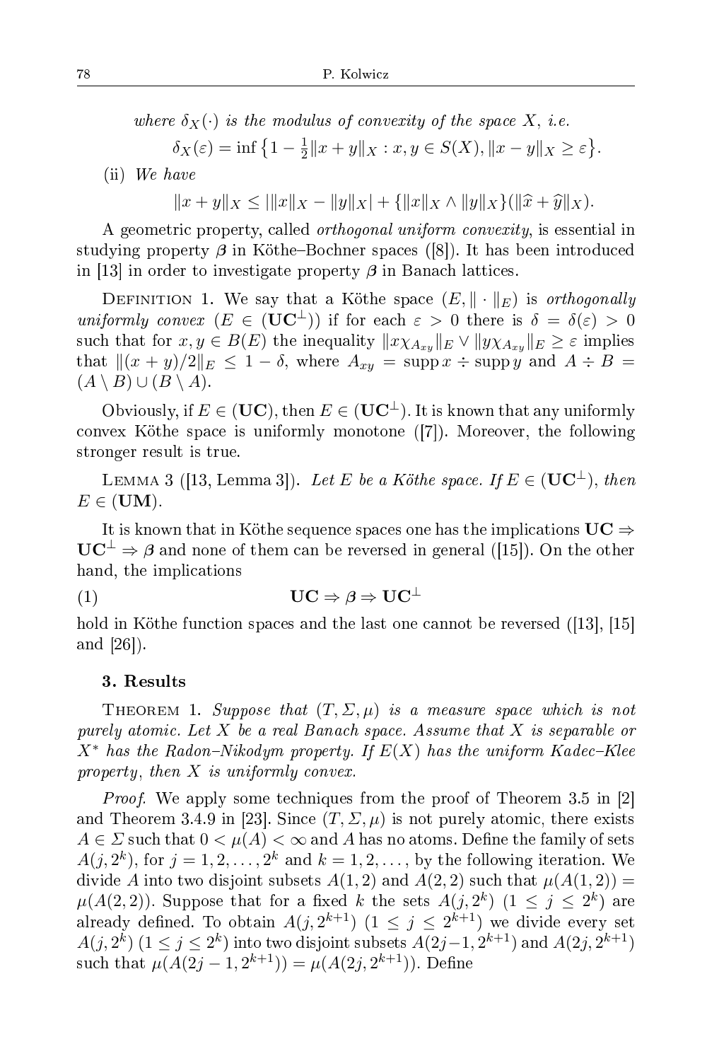*where* $\delta_X(\cdot)$ *is the modulus of convexity of the space* $X$, *i.e.*

$$\delta_X(\varepsilon) = \inf\left\{1 - \tfrac{1}{2}\|x+y\|_X : x, y \in S(X), \|x-y\|_X \geq \varepsilon\right\}.$$

(ii) *We have*

$$\|x+y\|_X \leq |\|x\|_X - \|y\|_X| + \{\|x\|_X \wedge \|y\|_X\}(\|\widehat{x} + \widehat{y}\|_X).$$

A geometric property, called *orthogonal uniform convexity*, is essential in studying property $\boldsymbol{\beta}$ in Köthe–Bochner spaces ([8]). It has been introduced in [13] in order to investigate property $\boldsymbol{\beta}$ in Banach lattices.

Definition 1. We say that a Köthe space $(E, \|\cdot\|_E)$ is *orthogonally uniformly convex* ($E \in (\mathbf{UC}^{\perp})$) if for each $\varepsilon > 0$ there is $\delta = \delta(\varepsilon) > 0$ such that for $x, y \in B(E)$ the inequality $\|x\chi_{A_{xy}}\|_E \vee \|y\chi_{A_{xy}}\|_E \geq \varepsilon$ implies that $\|(x+y)/2\|_E \leq 1 - \delta$, where $A_{xy} = \operatorname{supp} x \div \operatorname{supp} y$ and $A \div B = (A \setminus B) \cup (B \setminus A)$.

Obviously, if $E \in (\mathbf{UC})$, then $E \in (\mathbf{UC}^{\perp})$. It is known that any uniformly convex Köthe space is uniformly monotone ([7]). Moreover, the following stronger result is true.

Lemma 3 ([13, Lemma 3]). *Let* $E$ *be a Köthe space. If* $E \in (\mathbf{UC}^{\perp})$, *then* $E \in (\mathbf{UM})$.

It is known that in Köthe sequence spaces one has the implications $\mathbf{UC} \Rightarrow \mathbf{UC}^{\perp} \Rightarrow \boldsymbol{\beta}$ and none of them can be reversed in general ([15]). On the other hand, the implications

$$\mathbf{UC} \Rightarrow \boldsymbol{\beta} \Rightarrow \mathbf{UC}^{\perp} \tag{1}$$

hold in Köthe function spaces and the last one cannot be reversed ([13], [15] and [26]).

### 3. Results

Theorem 1. *Suppose that* $(T, \Sigma, \mu)$ *is a measure space which is not purely atomic. Let* $X$ *be a real Banach space. Assume that* $X$ *is separable or* $X^*$ *has the Radon–Nikodym property. If* $E(X)$ *has the uniform Kadec–Klee property, then* $X$ *is uniformly convex.*

*Proof.* We apply some techniques from the proof of Theorem 3.5 in [2] and Theorem 3.4.9 in [23]. Since $(T, \Sigma, \mu)$ is not purely atomic, there exists $A \in \Sigma$ such that $0 < \mu(A) < \infty$ and $A$ has no atoms. Define the family of sets $A(j, 2^k)$, for $j = 1, 2, \ldots, 2^k$ and $k = 1, 2, \ldots$, by the following iteration. We divide $A$ into two disjoint subsets $A(1,2)$ and $A(2,2)$ such that $\mu(A(1,2)) = \mu(A(2,2))$. Suppose that for a fixed $k$ the sets $A(j, 2^k)$ $(1 \leq j \leq 2^k)$ are already defined. To obtain $A(j, 2^{k+1})$ $(1 \leq j \leq 2^{k+1})$ we divide every set $A(j, 2^k)$ $(1 \leq j \leq 2^k)$ into two disjoint subsets $A(2j-1, 2^{k+1})$ and $A(2j, 2^{k+1})$ such that $\mu(A(2j-1, 2^{k+1})) = \mu(A(2j, 2^{k+1}))$. Define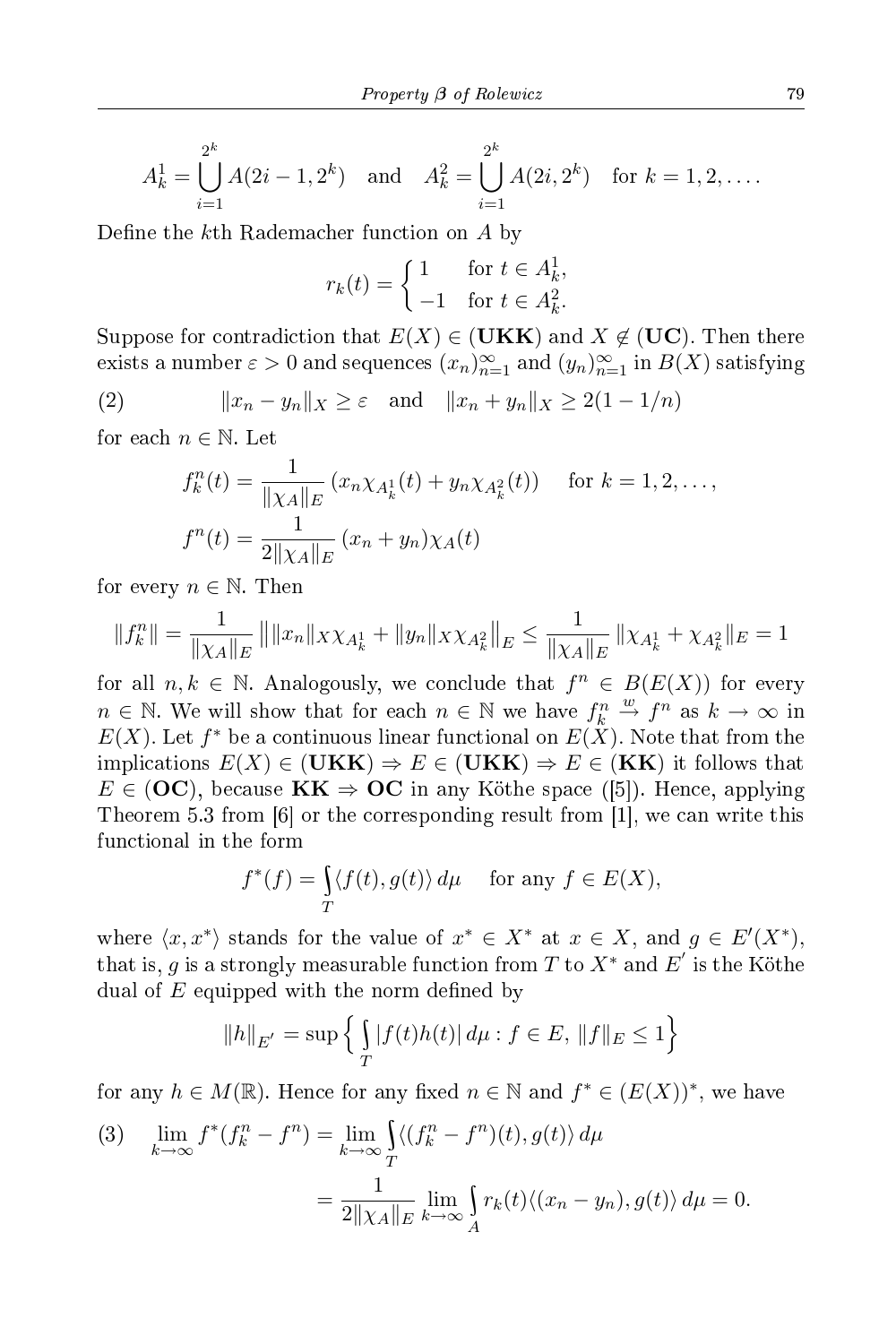$$A_k^1 = \bigcup_{i=1}^{2^k} A(2i-1, 2^k) \quad \text{and} \quad A_k^2 = \bigcup_{i=1}^{2^k} A(2i, 2^k) \quad \text{for } k = 1, 2, \ldots.$$

Define the $k$th Rademacher function on $A$ by

$$r_k(t) = \begin{cases} 1 & \text{for } t \in A_k^1, \\ -1 & \text{for } t \in A_k^2. \end{cases}$$

Suppose for contradiction that $E(X) \in (\mathbf{UKK})$ and $X \notin (\mathbf{UC})$. Then there exists a number $\varepsilon > 0$ and sequences $(x_n)_{n=1}^{\infty}$ and $(y_n)_{n=1}^{\infty}$ in $B(X)$ satisfying

$$\|x_n - y_n\|_X \geq \varepsilon \quad \text{and} \quad \|x_n + y_n\|_X \geq 2(1 - 1/n) \tag{2}$$

for each $n \in \mathbb{N}$. Let

$$f_k^n(t) = \frac{1}{\|\chi_A\|_E} (x_n \chi_{A_k^1}(t) + y_n \chi_{A_k^2}(t)) \quad \text{for } k = 1, 2, \ldots,$$
$$f^n(t) = \frac{1}{2\|\chi_A\|_E} (x_n + y_n)\chi_A(t)$$

for every $n \in \mathbb{N}$. Then

$$\|f_k^n\| = \frac{1}{\|\chi_A\|_E} \big\| \|x_n\|_X \chi_{A_k^1} + \|y_n\|_X \chi_{A_k^2} \big\|_E \leq \frac{1}{\|\chi_A\|_E} \|\chi_{A_k^1} + \chi_{A_k^2}\|_E = 1$$

for all $n, k \in \mathbb{N}$. Analogously, we conclude that $f^n \in B(E(X))$ for every $n \in \mathbb{N}$. We will show that for each $n \in \mathbb{N}$ we have $f_k^n \xrightarrow{w} f^n$ as $k \to \infty$ in $E(X)$. Let $f^*$ be a continuous linear functional on $E(X)$. Note that from the implications $E(X) \in (\mathbf{UKK}) \Rightarrow E \in (\mathbf{UKK}) \Rightarrow E \in (\mathbf{KK})$ it follows that $E \in (\mathbf{OC})$, because $\mathbf{KK} \Rightarrow \mathbf{OC}$ in any Köthe space ([5]). Hence, applying Theorem 5.3 from [6] or the corresponding result from [1], we can write this functional in the form

$$f^*(f) = \int_T \langle f(t), g(t) \rangle \, d\mu \quad \text{for any } f \in E(X),$$

where $\langle x, x^* \rangle$ stands for the value of $x^* \in X^*$ at $x \in X$, and $g \in E'(X^*)$, that is, $g$ is a strongly measurable function from $T$ to $X^*$ and $E'$ is the Köthe dual of $E$ equipped with the norm defined by

$$\|h\|_{E'} = \sup \Big\{ \int_T |f(t)h(t)| \, d\mu : f \in E, \|f\|_E \leq 1 \Big\}$$

for any $h \in M(\mathbb{R})$. Hence for any fixed $n \in \mathbb{N}$ and $f^* \in (E(X))^*$, we have

$$\begin{aligned}
\lim_{k\to\infty} f^*(f_k^n - f^n) &= \lim_{k\to\infty} \int_T \langle (f_k^n - f^n)(t), g(t) \rangle \, d\mu \\
&= \frac{1}{2\|\chi_A\|_E} \lim_{k\to\infty} \int_A r_k(t) \langle (x_n - y_n), g(t) \rangle \, d\mu = 0.
\end{aligned} \tag{3}$$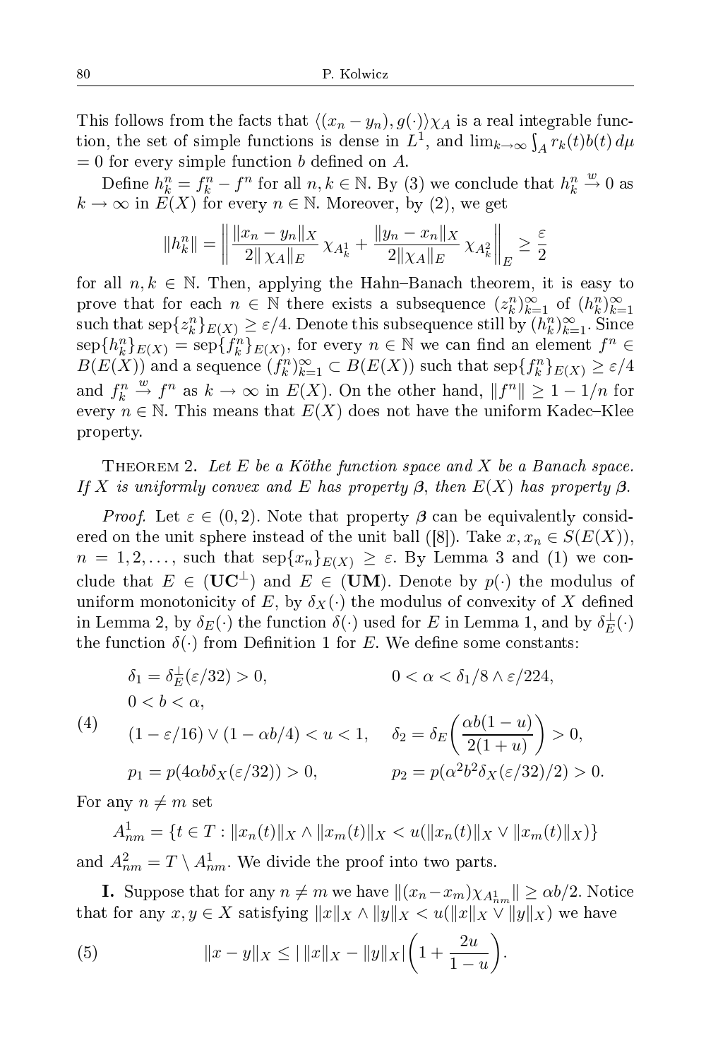This follows from the facts that $\langle (x_n - y_n), g(\cdot)\rangle \chi_A$ is a real integrable function, the set of simple functions is dense in $L^1$, and $\lim_{k\to\infty} \int_A r_k(t) b(t)\, d\mu = 0$ for every simple function $b$ defined on $A$.

Define $h_k^n = f_k^n - f^n$ for all $n, k \in \mathbb{N}$. By (3) we conclude that $h_k^n \xrightarrow{w} 0$ as $k \to \infty$ in $E(X)$ for every $n \in \mathbb{N}$. Moreover, by (2), we get

$$\|h_k^n\| = \left\| \frac{\|x_n - y_n\|_X}{2\|\chi_A\|_E} \chi_{A_k^1} + \frac{\|y_n - x_n\|_X}{2\|\chi_A\|_E} \chi_{A_k^2} \right\|_E \geq \frac{\varepsilon}{2}$$

for all $n, k \in \mathbb{N}$. Then, applying the Hahn–Banach theorem, it is easy to prove that for each $n \in \mathbb{N}$ there exists a subsequence $(z_k^n)_{k=1}^\infty$ of $(h_k^n)_{k=1}^\infty$ such that $\operatorname{sep}\{z_k^n\}_{E(X)} \geq \varepsilon/4$. Denote this subsequence still by $(h_k^n)_{k=1}^\infty$. Since $\operatorname{sep}\{h_k^n\}_{E(X)} = \operatorname{sep}\{f_k^n\}_{E(X)}$, for every $n \in \mathbb{N}$ we can find an element $f^n \in B(E(X))$ and a sequence $(f_k^n)_{k=1}^\infty \subset B(E(X))$ such that $\operatorname{sep}\{f_k^n\}_{E(X)} \geq \varepsilon/4$ and $f_k^n \xrightarrow{w} f^n$ as $k \to \infty$ in $E(X)$. On the other hand, $\|f^n\| \geq 1 - 1/n$ for every $n \in \mathbb{N}$. This means that $E(X)$ does not have the uniform Kadec–Klee property.

Theorem 2. *Let $E$ be a Köthe function space and $X$ be a Banach space. If $X$ is uniformly convex and $E$ has property $\boldsymbol{\beta}$, then $E(X)$ has property $\boldsymbol{\beta}$.*

*Proof.* Let $\varepsilon \in (0, 2)$. Note that property $\boldsymbol{\beta}$ can be equivalently considered on the unit sphere instead of the unit ball ([8]). Take $x, x_n \in S(E(X))$, $n = 1, 2, \ldots$, such that $\operatorname{sep}\{x_n\}_{E(X)} \geq \varepsilon$. By Lemma 3 and (1) we conclude that $E \in (\mathbf{UC}^\perp)$ and $E \in (\mathbf{UM})$. Denote by $p(\cdot)$ the modulus of uniform monotonicity of $E$, by $\delta_X(\cdot)$ the modulus of convexity of $X$ defined in Lemma 2, by $\delta_E(\cdot)$ the function $\delta(\cdot)$ used for $E$ in Lemma 1, and by $\delta_E^\perp(\cdot)$ the function $\delta(\cdot)$ from Definition 1 for $E$. We define some constants:

$$
\begin{aligned}
&\delta_1 = \delta_E^\perp(\varepsilon/32) > 0, && 0 < \alpha < \delta_1/8 \wedge \varepsilon/224, \\
&0 < b < \alpha, && \\
&(1 - \varepsilon/16) \vee (1 - \alpha b/4) < u < 1, && \delta_2 = \delta_E\left(\frac{\alpha b(1-u)}{2(1+u)}\right) > 0, \\
&p_1 = p(4\alpha b \delta_X(\varepsilon/32)) > 0, && p_2 = p(\alpha^2 b^2 \delta_X(\varepsilon/32)/2) > 0.
\end{aligned}
\tag{4}
$$

For any $n \neq m$ set

$$A_{nm}^1 = \{t \in T : \|x_n(t)\|_X \wedge \|x_m(t)\|_X < u(\|x_n(t)\|_X \vee \|x_m(t)\|_X)\}$$

and $A_{nm}^2 = T \setminus A_{nm}^1$. We divide the proof into two parts.

**I.** Suppose that for any $n \neq m$ we have $\|(x_n - x_m)\chi_{A_{nm}^1}\| \geq \alpha b/2$. Notice that for any $x, y \in X$ satisfying $\|x\|_X \wedge \|y\|_X < u(\|x\|_X \vee \|y\|_X)$ we have

$$\|x - y\|_X \leq |\,\|x\|_X - \|y\|_X| \left(1 + \frac{2u}{1-u}\right). \tag{5}$$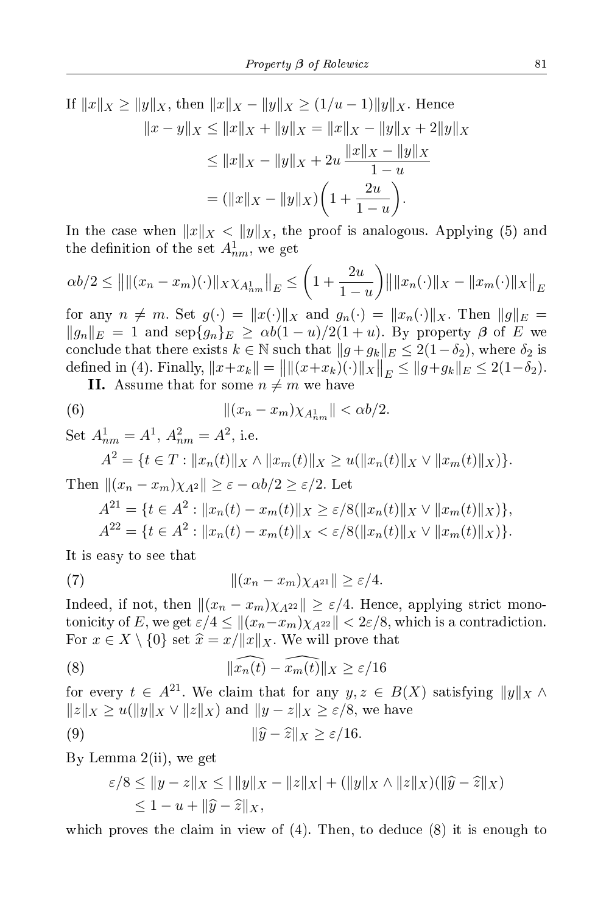If $\|x\|_X \geq \|y\|_X$, then $\|x\|_X - \|y\|_X \geq (1/u - 1)\|y\|_X$. Hence

$$
\begin{aligned}
\|x - y\|_X &\leq \|x\|_X + \|y\|_X = \|x\|_X - \|y\|_X + 2\|y\|_X \\
&\leq \|x\|_X - \|y\|_X + 2u\,\frac{\|x\|_X - \|y\|_X}{1-u} \\
&= (\|x\|_X - \|y\|_X)\bigg(1 + \frac{2u}{1-u}\bigg).
\end{aligned}
$$

In the case when $\|x\|_X < \|y\|_X$, the proof is analogous. Applying (5) and the definition of the set $A^1_{nm}$, we get

$$
\alpha b/2 \leq \big\|\|(x_n - x_m)(\cdot)\|_X \chi_{A^1_{nm}}\big\|_E \leq \bigg(1 + \frac{2u}{1-u}\bigg)\big\|\|x_n(\cdot)\|_X - \|x_m(\cdot)\|_X\big\|_E
$$

for any $n \neq m$. Set $g(\cdot) = \|x(\cdot)\|_X$ and $g_n(\cdot) = \|x_n(\cdot)\|_X$. Then $\|g\|_E = \|g_n\|_E = 1$ and $\operatorname{sep}\{g_n\}_E \geq \alpha b(1-u)/2(1+u)$. By property $\boldsymbol{\beta}$ of $E$ we conclude that there exists $k \in \mathbb{N}$ such that $\|g + g_k\|_E \leq 2(1 - \delta_2)$, where $\delta_2$ is defined in (4). Finally, $\|x + x_k\| = \big\|\|(x + x_k)(\cdot)\|_X\big\|_E \leq \|g + g_k\|_E \leq 2(1 - \delta_2)$.

**II.** Assume that for some $n \neq m$ we have

$$
\|(x_n - x_m)\chi_{A^1_{nm}}\| < \alpha b/2. \tag{6}
$$

Set $A^1_{nm} = A^1$, $A^2_{nm} = A^2$, i.e.

$$
A^2 = \{t \in T : \|x_n(t)\|_X \wedge \|x_m(t)\|_X \geq u(\|x_n(t)\|_X \vee \|x_m(t)\|_X)\}.
$$

Then $\|(x_n - x_m)\chi_{A^2}\| \geq \varepsilon - \alpha b/2 \geq \varepsilon/2$. Let

$$
\begin{aligned}
A^{21} &= \{t \in A^2 : \|x_n(t) - x_m(t)\|_X \geq \varepsilon/8(\|x_n(t)\|_X \vee \|x_m(t)\|_X)\}, \\
A^{22} &= \{t \in A^2 : \|x_n(t) - x_m(t)\|_X < \varepsilon/8(\|x_n(t)\|_X \vee \|x_m(t)\|_X)\}.
\end{aligned}
$$

It is easy to see that

$$
\|(x_n - x_m)\chi_{A^{21}}\| \geq \varepsilon/4. \tag{7}
$$

Indeed, if not, then $\|(x_n - x_m)\chi_{A^{22}}\| \geq \varepsilon/4$. Hence, applying strict monotonicity of $E$, we get $\varepsilon/4 \leq \|(x_n - x_m)\chi_{A^{22}}\| < 2\varepsilon/8$, which is a contradiction. For $x \in X \setminus \{0\}$ set $\widehat{x} = x/\|x\|_X$. We will prove that

$$
\|\widehat{x_n(t)} - \widehat{x_m(t)}\|_X \geq \varepsilon/16 \tag{8}
$$

for every $t \in A^{21}$. We claim that for any $y, z \in B(X)$ satisfying $\|y\|_X \wedge \|z\|_X \geq u(\|y\|_X \vee \|z\|_X)$ and $\|y - z\|_X \geq \varepsilon/8$, we have

$$
\|\widehat{y} - \widehat{z}\|_X \geq \varepsilon/16. \tag{9}
$$

By Lemma 2(ii), we get

$$
\begin{aligned}
\varepsilon/8 \leq \|y - z\|_X &\leq |\,\|y\|_X - \|z\|_X| + (\|y\|_X \wedge \|z\|_X)(\|\widehat{y} - \widehat{z}\|_X) \\
&\leq 1 - u + \|\widehat{y} - \widehat{z}\|_X,
\end{aligned}
$$

which proves the claim in view of (4). Then, to deduce (8) it is enough to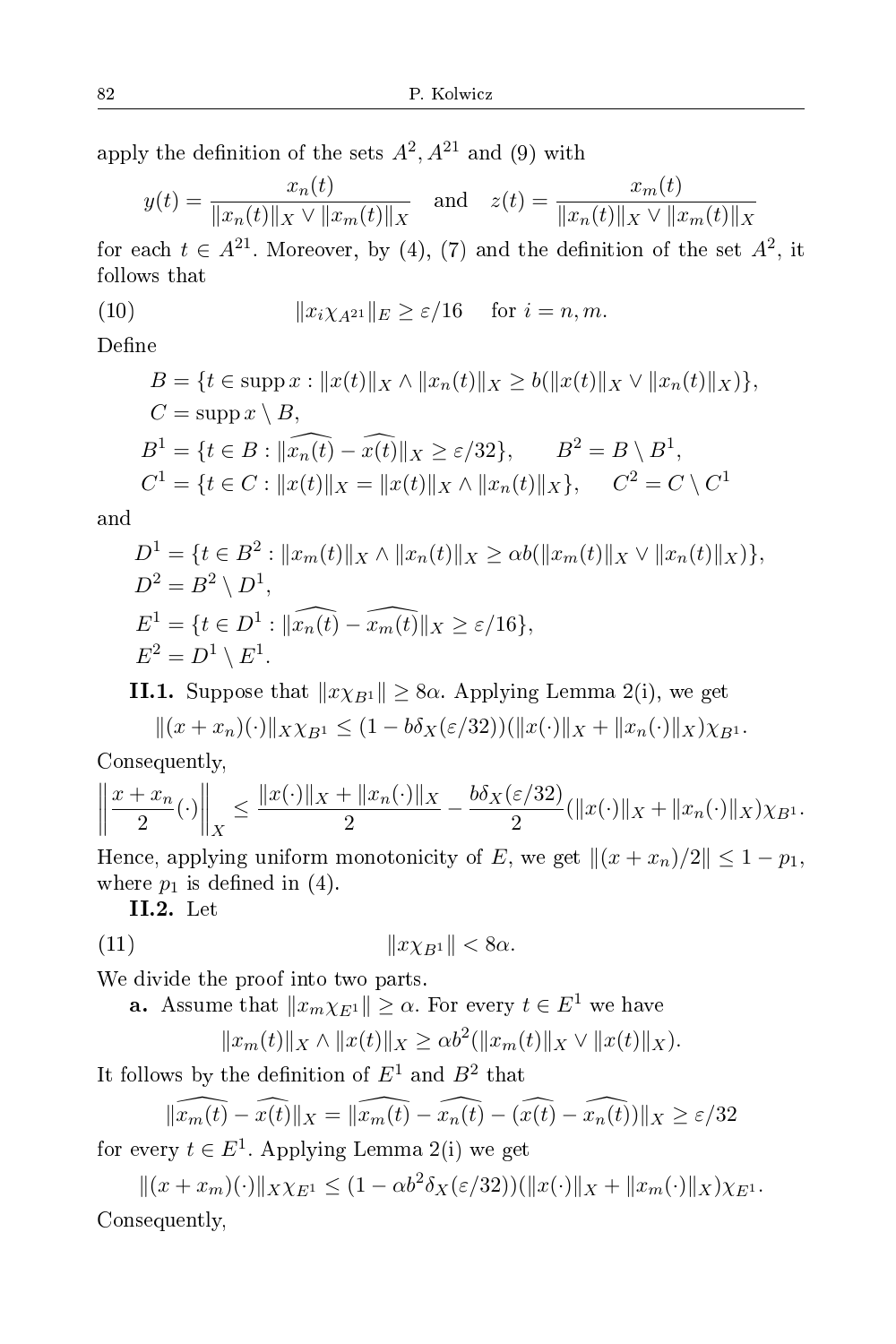apply the definition of the sets $A^2, A^{21}$ and (9) with

$$y(t) = \frac{x_n(t)}{\|x_n(t)\|_X \vee \|x_m(t)\|_X} \quad \text{and} \quad z(t) = \frac{x_m(t)}{\|x_n(t)\|_X \vee \|x_m(t)\|_X}$$

for each $t \in A^{21}$. Moreover, by (4), (7) and the definition of the set $A^2$, it follows that

$$\|x_i \chi_{A^{21}}\|_E \geq \varepsilon/16 \quad \text{for } i = n, m. \tag{10}$$

Define

$$B = \{t \in \operatorname{supp} x : \|x(t)\|_X \wedge \|x_n(t)\|_X \geq b(\|x(t)\|_X \vee \|x_n(t)\|_X)\},$$
$$C = \operatorname{supp} x \setminus B,$$
$$B^1 = \{t \in B : \|\widehat{x_n(t)} - \widehat{x(t)}\|_X \geq \varepsilon/32\}, \qquad B^2 = B \setminus B^1,$$
$$C^1 = \{t \in C : \|x(t)\|_X = \|x(t)\|_X \wedge \|x_n(t)\|_X\}, \qquad C^2 = C \setminus C^1$$

and

$$D^1 = \{t \in B^2 : \|x_m(t)\|_X \wedge \|x_n(t)\|_X \geq \alpha b(\|x_m(t)\|_X \vee \|x_n(t)\|_X)\},$$
$$D^2 = B^2 \setminus D^1,$$
$$E^1 = \{t \in D^1 : \|\widehat{x_n(t)} - \widehat{x_m(t)}\|_X \geq \varepsilon/16\},$$
$$E^2 = D^1 \setminus E^1.$$

**II.1.** Suppose that $\|x\chi_{B^1}\| \geq 8\alpha$. Applying Lemma 2(i), we get

$$\|(x + x_n)(\cdot)\|_X \chi_{B^1} \leq (1 - b\delta_X(\varepsilon/32))(\|x(\cdot)\|_X + \|x_n(\cdot)\|_X)\chi_{B^1}.$$

Consequently,

$$\left\|\frac{x + x_n}{2}(\cdot)\right\|_X \leq \frac{\|x(\cdot)\|_X + \|x_n(\cdot)\|_X}{2} - \frac{b\delta_X(\varepsilon/32)}{2}(\|x(\cdot)\|_X + \|x_n(\cdot)\|_X)\chi_{B^1}.$$

Hence, applying uniform monotonicity of $E$, we get $\|(x + x_n)/2\| \leq 1 - p_1$, where $p_1$ is defined in (4).

**II.2.** Let

$$\|x\chi_{B^1}\| < 8\alpha. \tag{11}$$

We divide the proof into two parts.

**a.** Assume that $\|x_m \chi_{E^1}\| \geq \alpha$. For every $t \in E^1$ we have

$$\|x_m(t)\|_X \wedge \|x(t)\|_X \geq \alpha b^2(\|x_m(t)\|_X \vee \|x(t)\|_X).$$

It follows by the definition of $E^1$ and $B^2$ that

$$\|\widehat{x_m(t)} - \widehat{x(t)}\|_X = \|\widehat{x_m(t)} - \widehat{x_n(t)} - (\widehat{x(t)} - \widehat{x_n(t)})\|_X \geq \varepsilon/32$$

for every $t \in E^1$. Applying Lemma 2(i) we get

$$\|(x + x_m)(\cdot)\|_X \chi_{E^1} \leq (1 - \alpha b^2 \delta_X(\varepsilon/32))(\|x(\cdot)\|_X + \|x_m(\cdot)\|_X)\chi_{E^1}.$$

Consequently,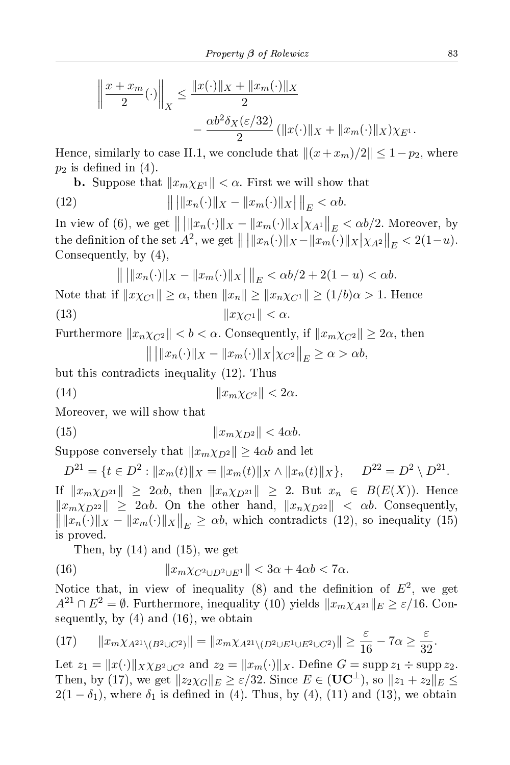$$\left\| \frac{x + x_m}{2}(\cdot) \right\|_X \le \frac{\|x(\cdot)\|_X + \|x_m(\cdot)\|_X}{2} - \frac{\alpha b^2 \delta_X(\varepsilon/32)}{2} \left(\|x(\cdot)\|_X + \|x_m(\cdot)\|_X\right)\chi_{E^1}.$$

Hence, similarly to case II.1, we conclude that $\|(x+x_m)/2\| \le 1 - p_2$, where $p_2$ is defined in (4).

**b.** Suppose that $\|x_m \chi_{E^1}\| < \alpha$. First we will show that

$$\left\| \left| \|x_n(\cdot)\|_X - \|x_m(\cdot)\|_X \right| \right\|_E < \alpha b. \tag{12}$$

In view of (6), we get $\left\| \left| \|x_n(\cdot)\|_X - \|x_m(\cdot)\|_X \right| \chi_{A^1} \right\|_E < \alpha b/2$. Moreover, by the definition of the set $A^2$, we get $\left\| \left| \|x_n(\cdot)\|_X - \|x_m(\cdot)\|_X \right| \chi_{A^2} \right\|_E < 2(1-u)$. Consequently, by (4),

$$\left\| \left| \|x_n(\cdot)\|_X - \|x_m(\cdot)\|_X \right| \right\|_E < \alpha b/2 + 2(1-u) < \alpha b.$$

Note that if $\|x \chi_{C^1}\| \ge \alpha$, then $\|x_n\| \ge \|x_n \chi_{C^1}\| \ge (1/b)\alpha > 1$. Hence

$$\|x \chi_{C^1}\| < \alpha. \tag{13}$$

Furthermore $\|x_n \chi_{C^2}\| < b < \alpha$. Consequently, if $\|x_m \chi_{C^2}\| \ge 2\alpha$, then

$$\left\| \left| \|x_n(\cdot)\|_X - \|x_m(\cdot)\|_X \right| \chi_{C^2} \right\|_E \ge \alpha > \alpha b,$$

but this contradicts inequality (12). Thus

$$\|x_m \chi_{C^2}\| < 2\alpha. \tag{14}$$

Moreover, we will show that

$$\|x_m \chi_{D^2}\| < 4\alpha b. \tag{15}$$

Suppose conversely that $\|x_m \chi_{D^2}\| \ge 4\alpha b$ and let

$$D^{21} = \{t \in D^2 : \|x_m(t)\|_X = \|x_m(t)\|_X \wedge \|x_n(t)\|_X\}, \qquad D^{22} = D^2 \setminus D^{21}.$$

If $\|x_m \chi_{D^{21}}\| \ge 2\alpha b$, then $\|x_n \chi_{D^{21}}\| \ge 2$. But $x_n \in B(E(X))$. Hence $\|x_m \chi_{D^{22}}\| \ge 2\alpha b$. On the other hand, $\|x_n \chi_{D^{22}}\| < \alpha b$. Consequently, $\left\| \|x_n(\cdot)\|_X - \|x_m(\cdot)\|_X \right\|_E \ge \alpha b$, which contradicts (12), so inequality (15) is proved.

Then, by (14) and (15), we get

$$\|x_m \chi_{C^2 \cup D^2 \cup E^1}\| < 3\alpha + 4\alpha b < 7\alpha. \tag{16}$$

Notice that, in view of inequality (8) and the definition of $E^2$, we get $A^{21} \cap E^2 = \emptyset$. Furthermore, inequality (10) yields $\|x_m \chi_{A^{21}}\|_E \ge \varepsilon/16$. Consequently, by (4) and (16), we obtain

$$\|x_m \chi_{A^{21} \setminus (B^2 \cup C^2)}\| = \|x_m \chi_{A^{21} \setminus (D^2 \cup E^1 \cup E^2 \cup C^2)}\| \ge \frac{\varepsilon}{16} - 7\alpha \ge \frac{\varepsilon}{32}. \tag{17}$$

Let $z_1 = \|x(\cdot)\|_X \chi_{B^2 \cup C^2}$ and $z_2 = \|x_m(\cdot)\|_X$. Define $G = \operatorname{supp} z_1 \div \operatorname{supp} z_2$. Then, by (17), we get $\|z_2 \chi_G\|_E \ge \varepsilon/32$. Since $E \in (\mathbf{UC}^{\perp})$, so $\|z_1 + z_2\|_E \le 2(1 - \delta_1)$, where $\delta_1$ is defined in (4). Thus, by (4), (11) and (13), we obtain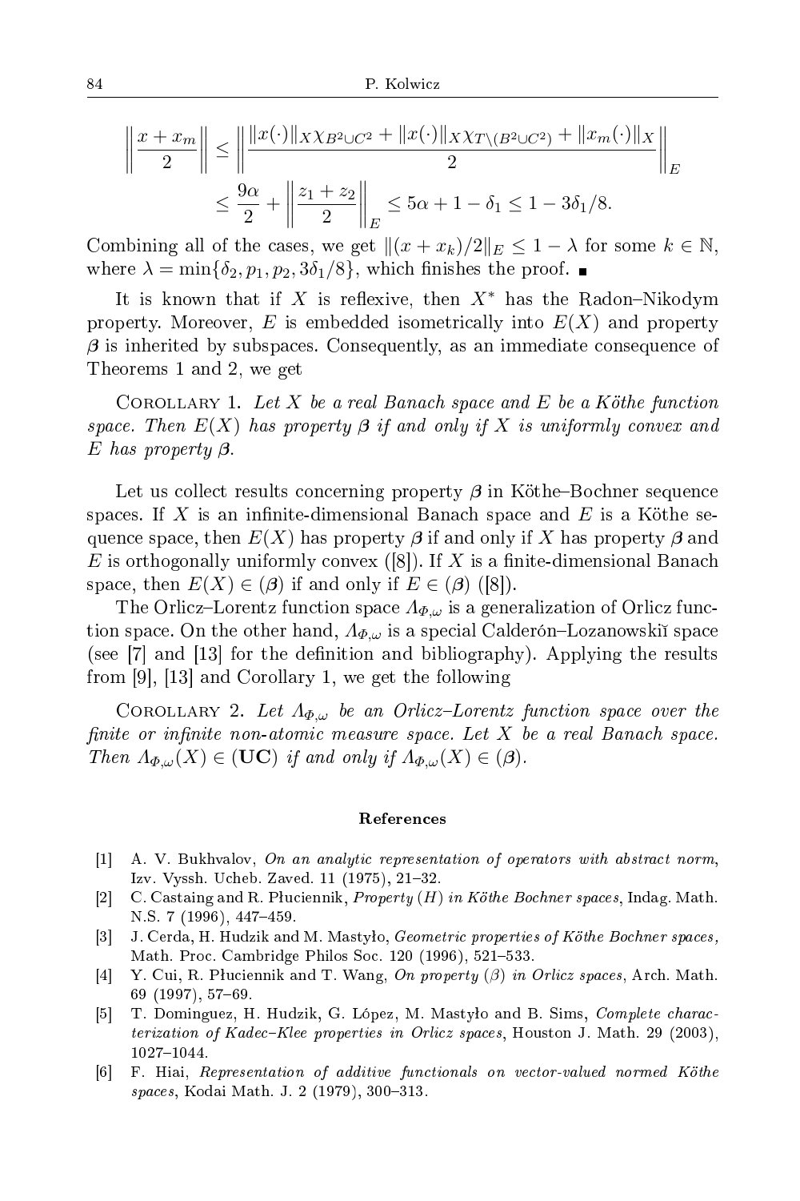$$
\left\| \frac{x + x_m}{2} \right\| \le \left\| \frac{\|x(\cdot)\|_X \chi_{B^2 \cup C^2} + \|x(\cdot)\|_X \chi_{T \setminus (B^2 \cup C^2)} + \|x_m(\cdot)\|_X}{2} \right\|_E
$$

$$
\le \frac{9\alpha}{2} + \left\| \frac{z_1 + z_2}{2} \right\|_E \le 5\alpha + 1 - \delta_1 \le 1 - 3\delta_1/8.
$$

Combining all of the cases, we get $\|(x + x_k)/2\|_E \le 1 - \lambda$ for some $k \in \mathbb{N}$, where $\lambda = \min\{\delta_2, p_1, p_2, 3\delta_1/8\}$, which finishes the proof. ∎

It is known that if $X$ is reflexive, then $X^*$ has the Radon–Nikodym property. Moreover, $E$ is embedded isometrically into $E(X)$ and property $\boldsymbol{\beta}$ is inherited by subspaces. Consequently, as an immediate consequence of Theorems 1 and 2, we get

Corollary 1. *Let $X$ be a real Banach space and $E$ be a Köthe function space. Then $E(X)$ has property $\boldsymbol{\beta}$ if and only if $X$ is uniformly convex and $E$ has property $\boldsymbol{\beta}$.*

Let us collect results concerning property $\boldsymbol{\beta}$ in Köthe–Bochner sequence spaces. If $X$ is an infinite-dimensional Banach space and $E$ is a Köthe sequence space, then $E(X)$ has property $\boldsymbol{\beta}$ if and only if $X$ has property $\boldsymbol{\beta}$ and $E$ is orthogonally uniformly convex ([8]). If $X$ is a finite-dimensional Banach space, then $E(X) \in (\boldsymbol{\beta})$ if and only if $E \in (\boldsymbol{\beta})$ ([8]).

The Orlicz–Lorentz function space $\Lambda_{\Phi,\omega}$ is a generalization of Orlicz function space. On the other hand, $\Lambda_{\Phi,\omega}$ is a special Calderón–Lozanowskiĭ space (see [7] and [13] for the definition and bibliography). Applying the results from [9], [13] and Corollary 1, we get the following

Corollary 2. *Let $\Lambda_{\Phi,\omega}$ be an Orlicz–Lorentz function space over the finite or infinite non-atomic measure space. Let $X$ be a real Banach space. Then $\Lambda_{\Phi,\omega}(X) \in (\mathbf{UC})$ if and only if $\Lambda_{\Phi,\omega}(X) \in (\boldsymbol{\beta})$.*

## References

[1] A. V. Bukhvalov, *On an analytic representation of operators with abstract norm*, Izv. Vyssh. Ucheb. Zaved. 11 (1975), 21–32.

[2] C. Castaing and R. Płuciennik, *Property (H) in Köthe Bochner spaces*, Indag. Math. N.S. 7 (1996), 447–459.

[3] J. Cerda, H. Hudzik and M. Mastyło, *Geometric properties of Köthe Bochner spaces*, Math. Proc. Cambridge Philos Soc. 120 (1996), 521–533.

[4] Y. Cui, R. Płuciennik and T. Wang, *On property (β) in Orlicz spaces*, Arch. Math. 69 (1997), 57–69.

[5] T. Dominguez, H. Hudzik, G. López, M. Mastyło and B. Sims, *Complete characterization of Kadec–Klee properties in Orlicz spaces*, Houston J. Math. 29 (2003), 1027–1044.

[6] F. Hiai, *Representation of additive functionals on vector-valued normed Köthe spaces*, Kodai Math. J. 2 (1979), 300–313.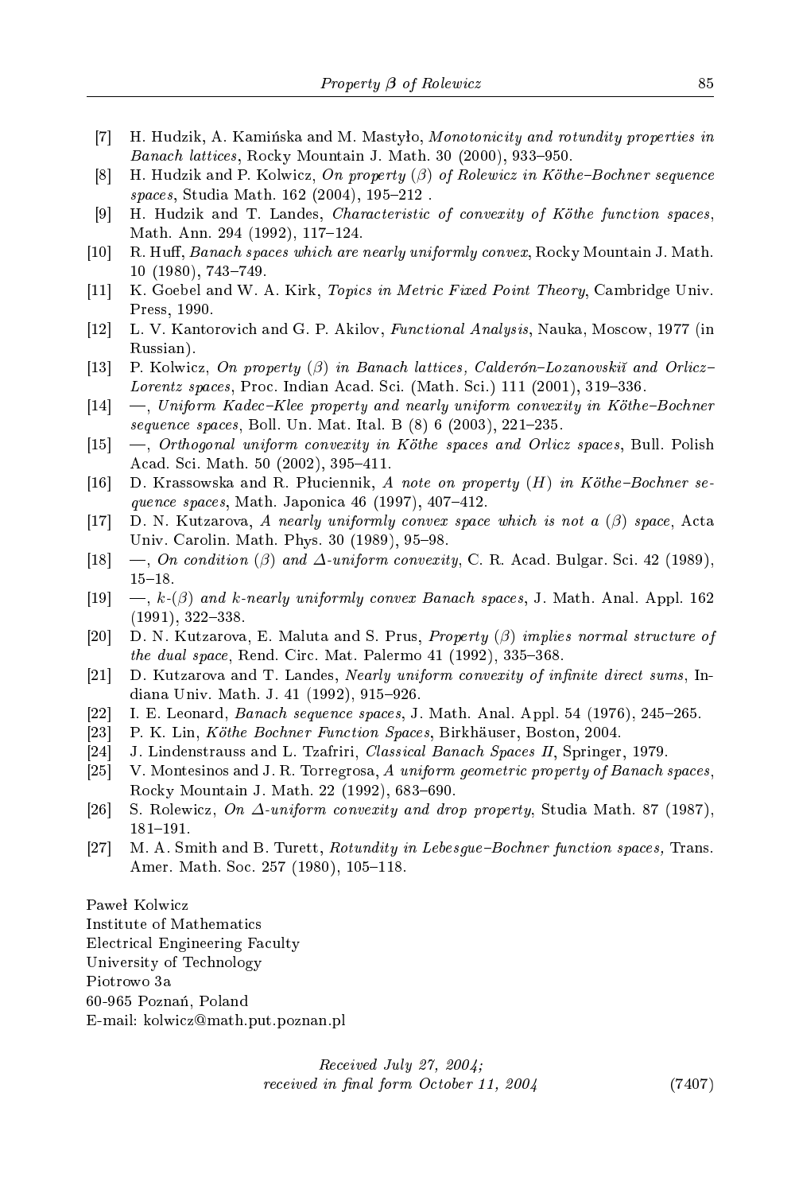[7] H. Hudzik, A. Kamińska and M. Mastyło, *Monotonicity and rotundity properties in Banach lattices*, Rocky Mountain J. Math. 30 (2000), 933–950.

[8] H. Hudzik and P. Kolwicz, *On property* ($\beta$) *of Rolewicz in Köthe–Bochner sequence spaces*, Studia Math. 162 (2004), 195–212 .

[9] H. Hudzik and T. Landes, *Characteristic of convexity of Köthe function spaces*, Math. Ann. 294 (1992), 117–124.

[10] R. Huff, *Banach spaces which are nearly uniformly convex*, Rocky Mountain J. Math. 10 (1980), 743–749.

[11] K. Goebel and W. A. Kirk, *Topics in Metric Fixed Point Theory*, Cambridge Univ. Press, 1990.

[12] L. V. Kantorovich and G. P. Akilov, *Functional Analysis*, Nauka, Moscow, 1977 (in Russian).

[13] P. Kolwicz, *On property* ($\beta$) *in Banach lattices, Calderón–Lozanovskiĭ and Orlicz–Lorentz spaces*, Proc. Indian Acad. Sci. (Math. Sci.) 111 (2001), 319–336.

[14] —, *Uniform Kadec–Klee property and nearly uniform convexity in Köthe–Bochner sequence spaces*, Boll. Un. Mat. Ital. B (8) 6 (2003), 221–235.

[15] —, *Orthogonal uniform convexity in Köthe spaces and Orlicz spaces*, Bull. Polish Acad. Sci. Math. 50 (2002), 395–411.

[16] D. Krassowska and R. Płuciennik, *A note on property* ($H$) *in Köthe–Bochner sequence spaces*, Math. Japonica 46 (1997), 407–412.

[17] D. N. Kutzarova, *A nearly uniformly convex space which is not a* ($\beta$) *space*, Acta Univ. Carolin. Math. Phys. 30 (1989), 95–98.

[18] —, *On condition* ($\beta$) *and $\Delta$-uniform convexity*, C. R. Acad. Bulgar. Sci. 42 (1989), 15–18.

[19] —, *$k$-($\beta$) and $k$-nearly uniformly convex Banach spaces*, J. Math. Anal. Appl. 162 (1991), 322–338.

[20] D. N. Kutzarova, E. Maluta and S. Prus, *Property* ($\beta$) *implies normal structure of the dual space*, Rend. Circ. Mat. Palermo 41 (1992), 335–368.

[21] D. Kutzarova and T. Landes, *Nearly uniform convexity of infinite direct sums*, Indiana Univ. Math. J. 41 (1992), 915–926.

[22] I. E. Leonard, *Banach sequence spaces*, J. Math. Anal. Appl. 54 (1976), 245–265.

[23] P. K. Lin, *Köthe Bochner Function Spaces*, Birkhäuser, Boston, 2004.

[24] J. Lindenstrauss and L. Tzafriri, *Classical Banach Spaces II*, Springer, 1979.

[25] V. Montesinos and J. R. Torregrosa, *A uniform geometric property of Banach spaces*, Rocky Mountain J. Math. 22 (1992), 683–690.

[26] S. Rolewicz, *On $\Delta$-uniform convexity and drop property*, Studia Math. 87 (1987), 181–191.

[27] M. A. Smith and B. Turett, *Rotundity in Lebesgue–Bochner function spaces,* Trans. Amer. Math. Soc. 257 (1980), 105–118.

Paweł Kolwicz
Institute of Mathematics
Electrical Engineering Faculty
University of Technology
Piotrowo 3a
60-965 Poznań, Poland
E-mail: kolwicz@math.put.poznan.pl

*Received July 27, 2004;*
*received in final form October 11, 2004* (7407)